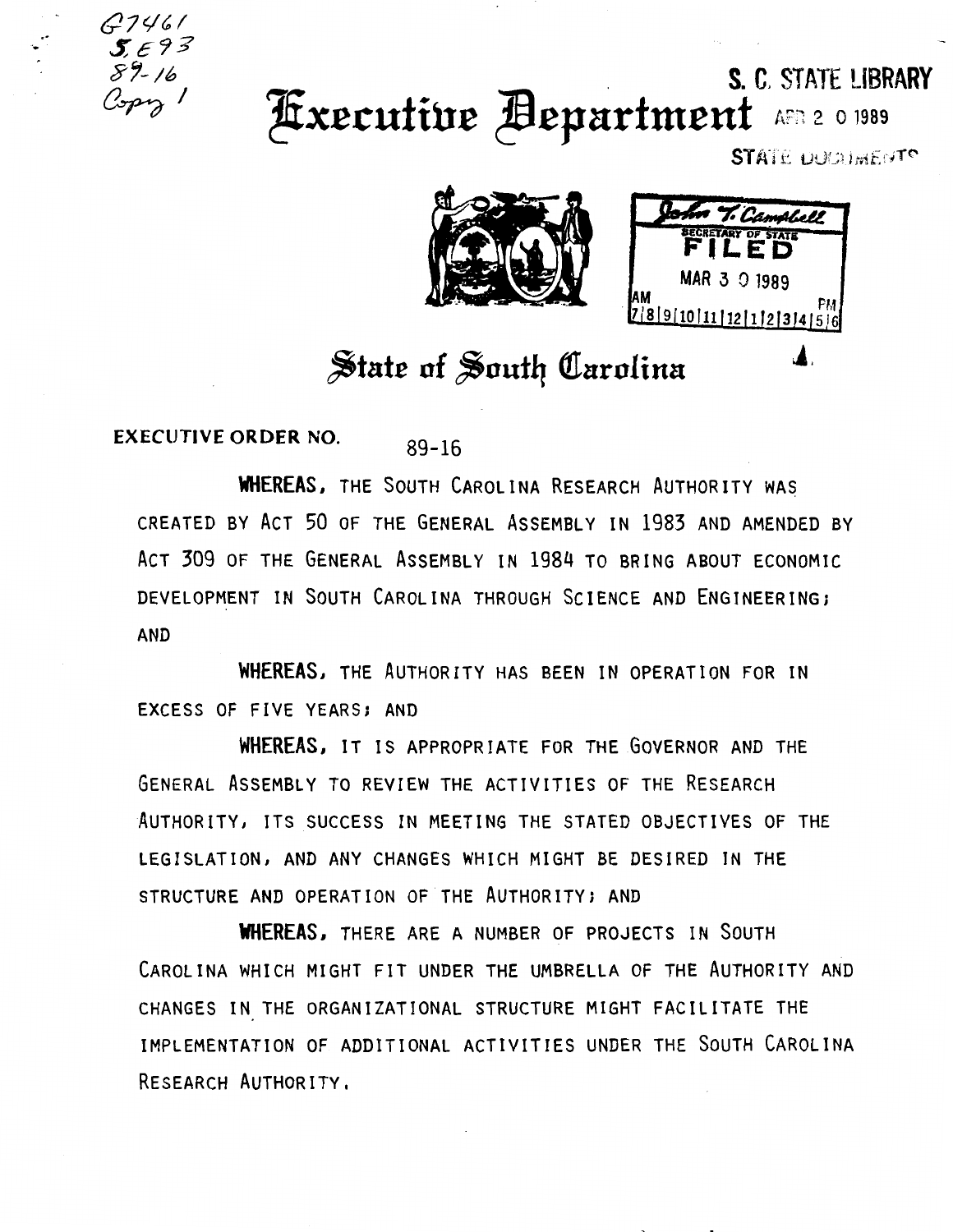G7461
S E93
89-16
Copy 1

# Executive Department

S. C. STATE LIBRARY
APR 2 0 1989
STATE DOCUMENTS

John T. Campbell
SECRETARY OF STATE
FILED
MAR 3 0 1989
AM 7|8|9|10|11|12|1|2|3|4|5|6 PM

## State of South Carolina

**EXECUTIVE ORDER NO.** 89-16

**WHEREAS**, THE SOUTH CAROLINA RESEARCH AUTHORITY WAS CREATED BY ACT 50 OF THE GENERAL ASSEMBLY IN 1983 AND AMENDED BY ACT 309 OF THE GENERAL ASSEMBLY IN 1984 TO BRING ABOUT ECONOMIC DEVELOPMENT IN SOUTH CAROLINA THROUGH SCIENCE AND ENGINEERING; AND

**WHEREAS**, THE AUTHORITY HAS BEEN IN OPERATION FOR IN EXCESS OF FIVE YEARS; AND

**WHEREAS**, IT IS APPROPRIATE FOR THE GOVERNOR AND THE GENERAL ASSEMBLY TO REVIEW THE ACTIVITIES OF THE RESEARCH AUTHORITY, ITS SUCCESS IN MEETING THE STATED OBJECTIVES OF THE LEGISLATION, AND ANY CHANGES WHICH MIGHT BE DESIRED IN THE STRUCTURE AND OPERATION OF THE AUTHORITY; AND

**WHEREAS**, THERE ARE A NUMBER OF PROJECTS IN SOUTH CAROLINA WHICH MIGHT FIT UNDER THE UMBRELLA OF THE AUTHORITY AND CHANGES IN THE ORGANIZATIONAL STRUCTURE MIGHT FACILITATE THE IMPLEMENTATION OF ADDITIONAL ACTIVITIES UNDER THE SOUTH CAROLINA RESEARCH AUTHORITY.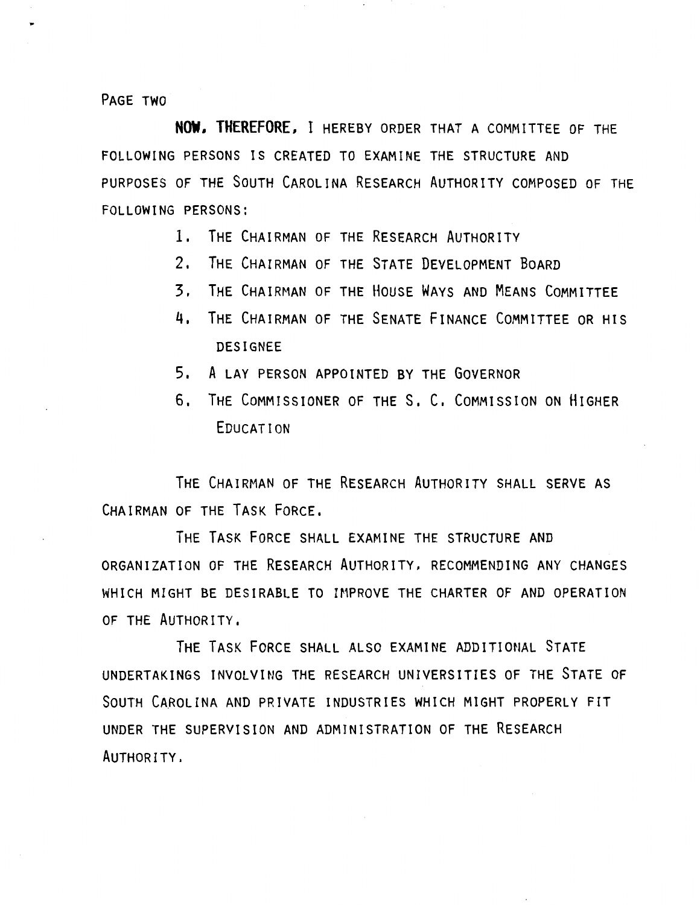**NOW, THEREFORE,** I HEREBY ORDER THAT A COMMITTEE OF THE FOLLOWING PERSONS IS CREATED TO EXAMINE THE STRUCTURE AND PURPOSES OF THE SOUTH CAROLINA RESEARCH AUTHORITY COMPOSED OF THE FOLLOWING PERSONS:

1. THE CHAIRMAN OF THE RESEARCH AUTHORITY
2. THE CHAIRMAN OF THE STATE DEVELOPMENT BOARD
3. THE CHAIRMAN OF THE HOUSE WAYS AND MEANS COMMITTEE
4. THE CHAIRMAN OF THE SENATE FINANCE COMMITTEE OR HIS DESIGNEE
5. A LAY PERSON APPOINTED BY THE GOVERNOR
6. THE COMMISSIONER OF THE S. C. COMMISSION ON HIGHER EDUCATION

THE CHAIRMAN OF THE RESEARCH AUTHORITY SHALL SERVE AS CHAIRMAN OF THE TASK FORCE.

THE TASK FORCE SHALL EXAMINE THE STRUCTURE AND ORGANIZATION OF THE RESEARCH AUTHORITY, RECOMMENDING ANY CHANGES WHICH MIGHT BE DESIRABLE TO IMPROVE THE CHARTER OF AND OPERATION OF THE AUTHORITY.

THE TASK FORCE SHALL ALSO EXAMINE ADDITIONAL STATE UNDERTAKINGS INVOLVING THE RESEARCH UNIVERSITIES OF THE STATE OF SOUTH CAROLINA AND PRIVATE INDUSTRIES WHICH MIGHT PROPERLY FIT UNDER THE SUPERVISION AND ADMINISTRATION OF THE RESEARCH AUTHORITY.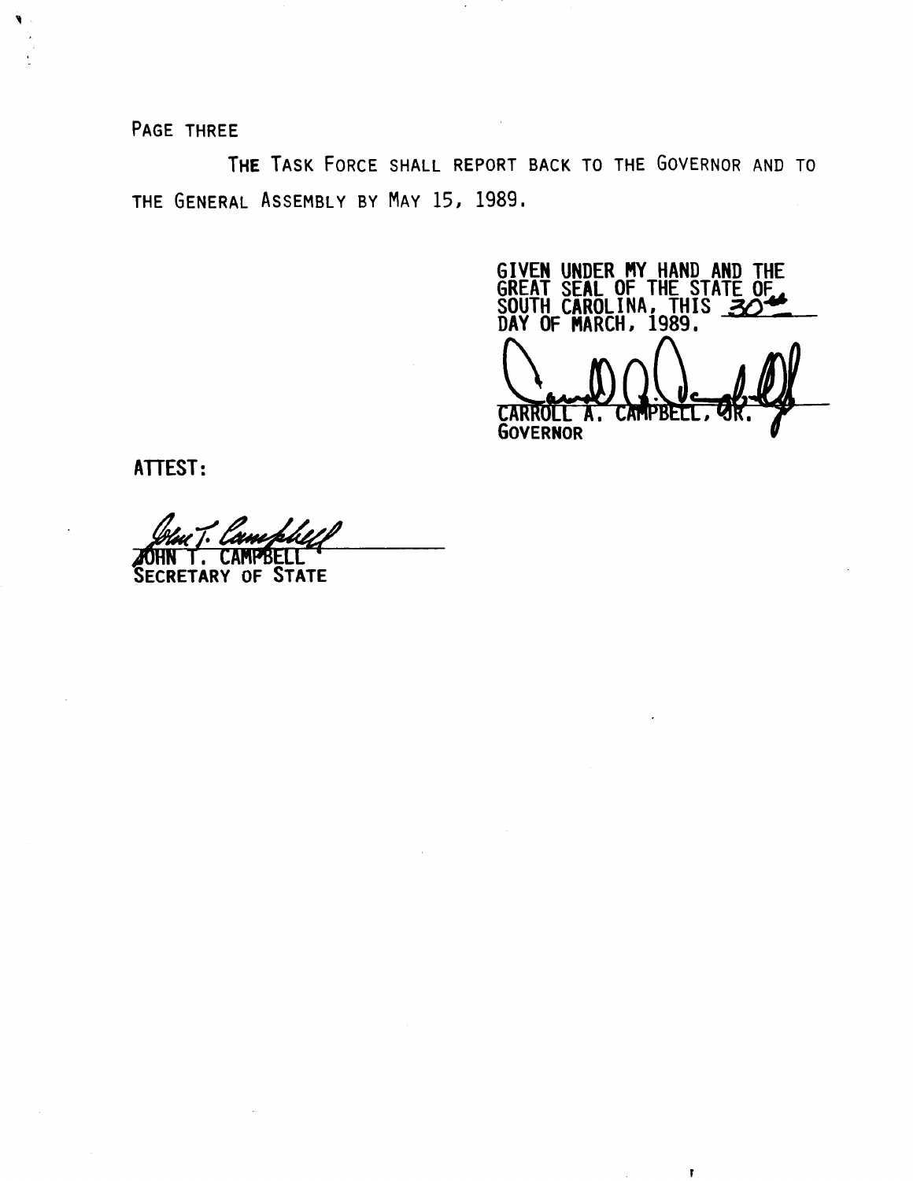PAGE THREE

THE TASK FORCE SHALL REPORT BACK TO THE GOVERNOR AND TO THE GENERAL ASSEMBLY BY MAY 15, 1989.

GIVEN UNDER MY HAND AND THE GREAT SEAL OF THE STATE OF SOUTH CAROLINA, THIS 30th DAY OF MARCH, 1989.

CARROLL A. CAMPBELL, JR.
GOVERNOR

ATTEST:

JOHN T. CAMPBELL
SECRETARY OF STATE